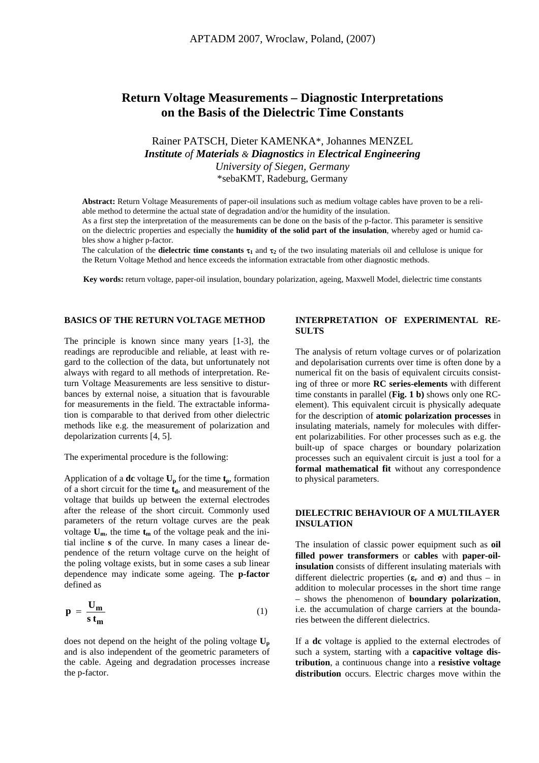# Return Voltage Measurements – Diagnostic Interpretations on the Basis of the Dielectric Time Constants

Rainer PATSCH, Dieter KAMENKA*, Johannes MENZEL

***Institute** of **Materials** & **Diagnostics** in **Electrical Engineering***

*University of Siegen, Germany*

*sebaKMT, Radeburg, Germany

**Abstract:** Return Voltage Measurements of paper-oil insulations such as medium voltage cables have proven to be a reliable method to determine the actual state of degradation and/or the humidity of the insulation.

As a first step the interpretation of the measurements can be done on the basis of the p-factor. This parameter is sensitive on the dielectric properties and especially the **humidity of the solid part of the insulation**, whereby aged or humid cables show a higher p-factor.

The calculation of the **dielectric time constants** $\tau_1$ and $\tau_2$ of the two insulating materials oil and cellulose is unique for the Return Voltage Method and hence exceeds the information extractable from other diagnostic methods.

**Key words:** return voltage, paper-oil insulation, boundary polarization, ageing, Maxwell Model, dielectric time constants

## BASICS OF THE RETURN VOLTAGE METHOD

The principle is known since many years [1-3], the readings are reproducible and reliable, at least with regard to the collection of the data, but unfortunately not always with regard to all methods of interpretation. Return Voltage Measurements are less sensitive to disturbances by external noise, a situation that is favourable for measurements in the field. The extractable information is comparable to that derived from other dielectric methods like e.g. the measurement of polarization and depolarization currents [4, 5].

The experimental procedure is the following:

Application of a **dc** voltage $\mathbf{U_p}$ for the time $\mathbf{t_p}$, formation of a short circuit for the time $\mathbf{t_d}$, and measurement of the voltage that builds up between the external electrodes after the release of the short circuit. Commonly used parameters of the return voltage curves are the peak voltage $\mathbf{U_m}$, the time $\mathbf{t_m}$ of the voltage peak and the initial incline **s** of the curve. In many cases a linear dependence of the return voltage curve on the height of the poling voltage exists, but in some cases a sub linear dependence may indicate some ageing. The **p-factor** defined as

$$\mathbf{p} = \frac{\mathbf{U_m}}{\mathbf{s\, t_m}} \tag{1}$$

does not depend on the height of the poling voltage $\mathbf{U_p}$ and is also independent of the geometric parameters of the cable. Ageing and degradation processes increase the p-factor.

## INTERPRETATION OF EXPERIMENTAL RESULTS

The analysis of return voltage curves or of polarization and depolarisation currents over time is often done by a numerical fit on the basis of equivalent circuits consisting of three or more **RC series-elements** with different time constants in parallel (**Fig. 1 b)** shows only one RC-element). This equivalent circuit is physically adequate for the description of **atomic polarization processes** in insulating materials, namely for molecules with different polarizabilities. For other processes such as e.g. the built-up of space charges or boundary polarization processes such an equivalent circuit is just a tool for a **formal mathematical fit** without any correspondence to physical parameters.

## DIELECTRIC BEHAVIOUR OF A MULTILAYER INSULATION

The insulation of classic power equipment such as **oil filled power transformers** or **cables** with **paper-oil-insulation** consists of different insulating materials with different dielectric properties ($\varepsilon_r$ and $\sigma$) and thus – in addition to molecular processes in the short time range – shows the phenomenon of **boundary polarization**, i.e. the accumulation of charge carriers at the boundaries between the different dielectrics.

If a **dc** voltage is applied to the external electrodes of such a system, starting with a **capacitive voltage distribution**, a continuous change into a **resistive voltage distribution** occurs. Electric charges move within the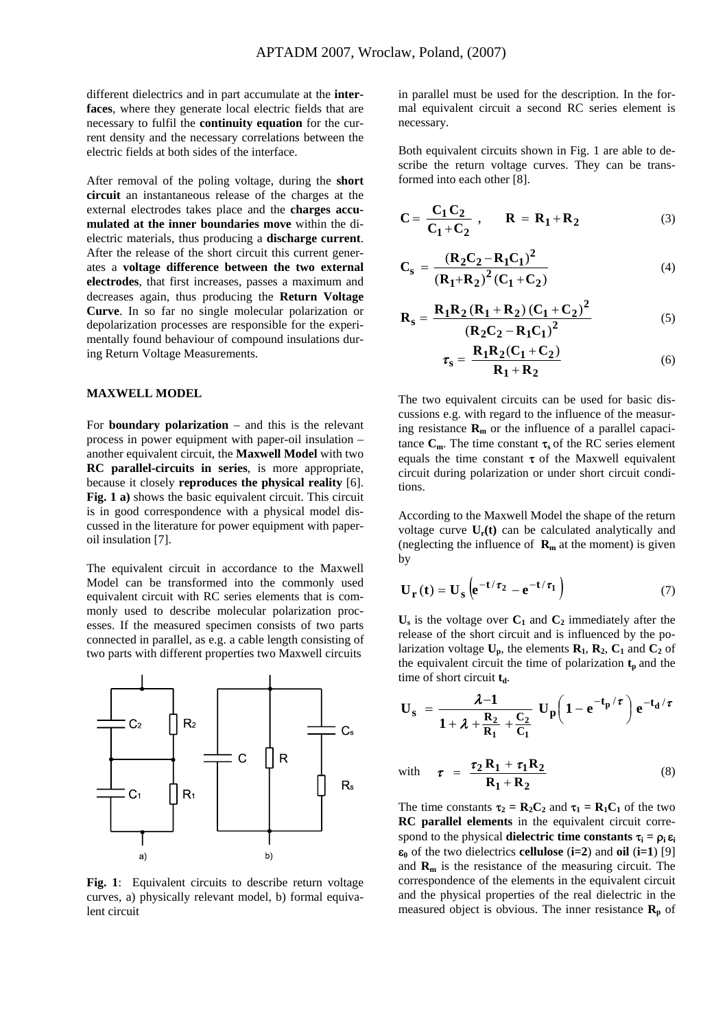different dielectrics and in part accumulate at the **interfaces**, where they generate local electric fields that are necessary to fulfil the **continuity equation** for the current density and the necessary correlations between the electric fields at both sides of the interface.

After removal of the poling voltage, during the **short circuit** an instantaneous release of the charges at the external electrodes takes place and the **charges accumulated at the inner boundaries move** within the dielectric materials, thus producing a **discharge current**. After the release of the short circuit this current generates a **voltage difference between the two external electrodes**, that first increases, passes a maximum and decreases again, thus producing the **Return Voltage Curve**. In so far no single molecular polarization or depolarization processes are responsible for the experimentally found behaviour of compound insulations during Return Voltage Measurements.

### MAXWELL MODEL

For **boundary polarization** – and this is the relevant process in power equipment with paper-oil insulation – another equivalent circuit, the **Maxwell Model** with two **RC parallel-circuits in series**, is more appropriate, because it closely **reproduces the physical reality** [6]. **Fig. 1 a)** shows the basic equivalent circuit. This circuit is in good correspondence with a physical model discussed in the literature for power equipment with paper-oil insulation [7].

The equivalent circuit in accordance to the Maxwell Model can be transformed into the commonly used equivalent circuit with RC series elements that is commonly used to describe molecular polarization processes. If the measured specimen consists of two parts connected in parallel, as e.g. a cable length consisting of two parts with different properties two Maxwell circuits in parallel must be used for the description. In the formal equivalent circuit a second RC series element is necessary.

**Fig. 1**: Equivalent circuits to describe return voltage curves, a) physically relevant model, b) formal equivalent circuit

Both equivalent circuits shown in Fig. 1 are able to describe the return voltage curves. They can be transformed into each other [8].

$$\mathbf{C} = \frac{\mathbf{C_1 C_2}}{\mathbf{C_1 + C_2}}\ , \qquad \mathbf{R} = \mathbf{R_1 + R_2} \tag{3}$$

$$\mathbf{C_s} = \frac{(\mathbf{R_2 C_2 - R_1 C_1})^2}{(\mathbf{R_1 + R_2})^2 (\mathbf{C_1 + C_2})} \tag{4}$$

$$\mathbf{R_s} = \frac{\mathbf{R_1 R_2 (R_1 + R_2)(C_1 + C_2)^2}}{(\mathbf{R_2 C_2 - R_1 C_1})^2} \tag{5}$$

$$\tau_s = \frac{\mathbf{R_1 R_2 (C_1 + C_2)}}{\mathbf{R_1 + R_2}} \tag{6}$$

The two equivalent circuits can be used for basic discussions e.g. with regard to the influence of the measuring resistance $\mathbf{R_m}$ or the influence of a parallel capacitance $\mathbf{C_m}$. The time constant $\tau_s$ of the RC series element equals the time constant $\tau$ of the Maxwell equivalent circuit during polarization or under short circuit conditions.

According to the Maxwell Model the shape of the return voltage curve $\mathbf{U_r(t)}$ can be calculated analytically and (neglecting the influence of $\mathbf{R_m}$ at the moment) is given by

$$\mathbf{U_r(t)} = \mathbf{U_s}\left(e^{-t/\tau_2} - e^{-t/\tau_1}\right) \tag{7}$$

$\mathbf{U_s}$ is the voltage over $\mathbf{C_1}$ and $\mathbf{C_2}$ immediately after the release of the short circuit and is influenced by the polarization voltage $\mathbf{U_p}$, the elements $\mathbf{R_1}$, $\mathbf{R_2}$, $\mathbf{C_1}$ and $\mathbf{C_2}$ of the equivalent circuit the time of polarization $\mathbf{t_p}$ and the time of short circuit $\mathbf{t_d}$.

$$\mathbf{U_s} = \frac{\lambda - 1}{1 + \lambda + \frac{\mathbf{R_2}}{\mathbf{R_1}} + \frac{\mathbf{C_2}}{\mathbf{C_1}}}\ \mathbf{U_p}\left(1 - e^{-t_p/\tau}\right) e^{-t_d/\tau}$$

$$\text{with} \quad \tau = \frac{\tau_2 \mathbf{R_1} + \tau_1 \mathbf{R_2}}{\mathbf{R_1 + R_2}} \tag{8}$$

The time constants $\tau_2 = \mathbf{R_2 C_2}$ and $\tau_1 = \mathbf{R_1 C_1}$ of the two **RC parallel elements** in the equivalent circuit correspond to the physical **dielectric time constants** $\tau_i = \rho_i \varepsilon_i \varepsilon_0$ of the two dielectrics **cellulose** (**i=2**) and **oil** (**i=1**) [9] and $\mathbf{R_m}$ is the resistance of the measuring circuit. The correspondence of the elements in the equivalent circuit and the physical properties of the real dielectric in the measured object is obvious. The inner resistance $\mathbf{R_p}$ of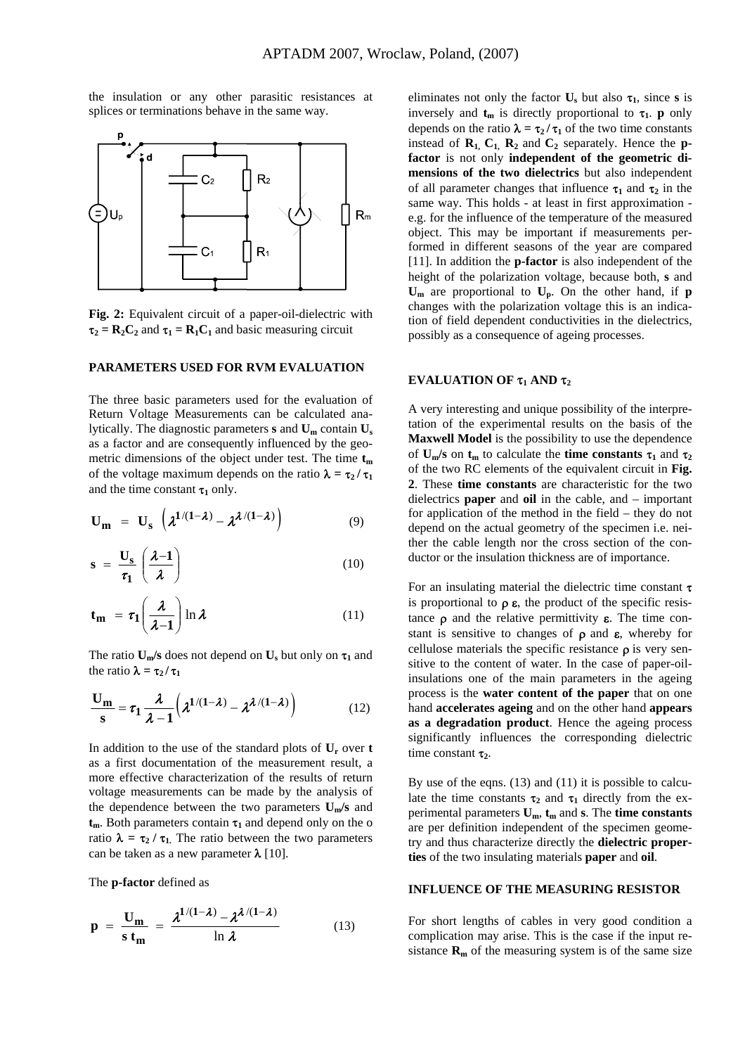the insulation or any other parasitic resistances at splices or terminations behave in the same way.

**Fig. 2:** Equivalent circuit of a paper-oil-dielectric with $\tau_2 = R_2C_2$ and $\tau_1 = R_1C_1$ and basic measuring circuit

## PARAMETERS USED FOR RVM EVALUATION

The three basic parameters used for the evaluation of Return Voltage Measurements can be calculated analytically. The diagnostic parameters **s** and $\mathbf{U_m}$ contain $\mathbf{U_s}$ as a factor and are consequently influenced by the geometric dimensions of the object under test. The time $\mathbf{t_m}$ of the voltage maximum depends on the ratio $\lambda = \tau_2 / \tau_1$ and the time constant $\tau_1$ only.

$$\mathbf{U_m} = \mathbf{U_s} \left( \lambda^{1/(1-\lambda)} - \lambda^{\lambda/(1-\lambda)} \right) \tag{9}$$

$$\mathbf{s} = \frac{\mathbf{U_s}}{\tau_1} \left( \frac{\lambda - 1}{\lambda} \right) \tag{10}$$

$$\mathbf{t_m} = \tau_1 \left( \frac{\lambda}{\lambda - 1} \right) \ln \lambda \tag{11}$$

The ratio $\mathbf{U_m/s}$ does not depend on $\mathbf{U_s}$ but only on $\tau_1$ and the ratio $\lambda = \tau_2 / \tau_1$

$$\frac{\mathbf{U_m}}{\mathbf{s}} = \tau_1 \frac{\lambda}{\lambda - 1} \left( \lambda^{1/(1-\lambda)} - \lambda^{\lambda/(1-\lambda)} \right) \tag{12}$$

In addition to the use of the standard plots of $\mathbf{U_r}$ over **t** as a first documentation of the measurement result, a more effective characterization of the results of return voltage measurements can be made by the analysis of the dependence between the two parameters $\mathbf{U_m/s}$ and $\mathbf{t_m}$. Both parameters contain $\tau_1$ and depend only on the o ratio $\lambda = \tau_2 / \tau_1$. The ratio between the two parameters can be taken as a new parameter $\lambda$ [10].

The **p-factor** defined as

$$\mathbf{p} = \frac{\mathbf{U_m}}{\mathbf{s\ t_m}} = \frac{\lambda^{1/(1-\lambda)} - \lambda^{\lambda/(1-\lambda)}}{\ln \lambda} \tag{13}$$

eliminates not only the factor $\mathbf{U_s}$ but also $\tau_1$, since **s** is inversely and $\mathbf{t_m}$ is directly proportional to $\tau_1$. **p** only depends on the ratio $\lambda = \tau_2 / \tau_1$ of the two time constants instead of $\mathbf{R_1}$, $\mathbf{C_1}$, $\mathbf{R_2}$ and $\mathbf{C_2}$ separately. Hence the **p-factor** is not only **independent of the geometric dimensions of the two dielectrics** but also independent of all parameter changes that influence $\tau_1$ and $\tau_2$ in the same way. This holds - at least in first approximation - e.g. for the influence of the temperature of the measured object. This may be important if measurements performed in different seasons of the year are compared [11]. In addition the **p-factor** is also independent of the height of the polarization voltage, because both, **s** and $\mathbf{U_m}$ are proportional to $\mathbf{U_p}$. On the other hand, if **p** changes with the polarization voltage this is an indication of field dependent conductivities in the dielectrics, possibly as a consequence of ageing processes.

## EVALUATION OF $\tau_1$ AND $\tau_2$

A very interesting and unique possibility of the interpretation of the experimental results on the basis of the **Maxwell Model** is the possibility to use the dependence of $\mathbf{U_m/s}$ on $\mathbf{t_m}$ to calculate the **time constants** $\tau_1$ and $\tau_2$ of the two RC elements of the equivalent circuit in **Fig. 2**. These **time constants** are characteristic for the two dielectrics **paper** and **oil** in the cable, and – important for application of the method in the field – they do not depend on the actual geometry of the specimen i.e. neither the cable length nor the cross section of the conductor or the insulation thickness are of importance.

For an insulating material the dielectric time constant $\tau$ is proportional to $\rho\,\varepsilon$, the product of the specific resistance $\rho$ and the relative permittivity $\varepsilon$. The time constant is sensitive to changes of $\rho$ and $\varepsilon$, whereby for cellulose materials the specific resistance $\rho$ is very sensitive to the content of water. In the case of paper-oil-insulations one of the main parameters in the ageing process is the **water content of the paper** that on one hand **accelerates ageing** and on the other hand **appears as a degradation product**. Hence the ageing process significantly influences the corresponding dielectric time constant $\tau_2$.

By use of the eqns. (13) and (11) it is possible to calculate the time constants $\tau_2$ and $\tau_1$ directly from the experimental parameters $\mathbf{U_m}$, $\mathbf{t_m}$ and **s**. The **time constants** are per definition independent of the specimen geometry and thus characterize directly the **dielectric properties** of the two insulating materials **paper** and **oil**.

## INFLUENCE OF THE MEASURING RESISTOR

For short lengths of cables in very good condition a complication may arise. This is the case if the input resistance $\mathbf{R_m}$ of the measuring system is of the same size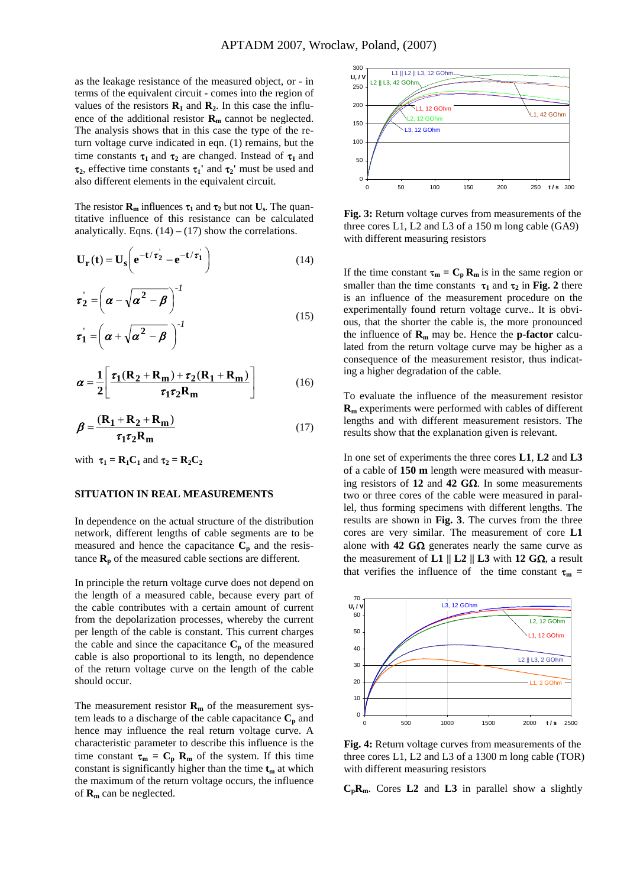as the leakage resistance of the measured object, or - in terms of the equivalent circuit - comes into the region of values of the resistors $R_1$ and $R_2$. In this case the influence of the additional resistor $R_m$ cannot be neglected. The analysis shows that in this case the type of the return voltage curve indicated in eqn. (1) remains, but the time constants $\tau_1$ and $\tau_2$ are changed. Instead of $\tau_1$ and $\tau_2$, effective time constants $\tau_1'$ and $\tau_2'$ must be used and also different elements in the equivalent circuit.

The resistor $R_m$ influences $\tau_1$ and $\tau_2$ but not $U_s$. The quantitative influence of this resistance can be calculated analytically. Eqns. (14) – (17) show the correlations.

$$U_r(t) = U_s\left(e^{-t/\tau_2'} - e^{-t/\tau_1'}\right) \tag{14}$$

$$\tau_2' = \left(\alpha - \sqrt{\alpha^2 - \beta}\right)^{-1}$$

$$\tau_1' = \left(\alpha + \sqrt{\alpha^2 - \beta}\right)^{-1} \tag{15}$$

$$\alpha = \frac{1}{2}\left[\frac{\tau_1(R_2 + R_m) + \tau_2(R_1 + R_m)}{\tau_1 \tau_2 R_m}\right] \tag{16}$$

$$\beta = \frac{(R_1 + R_2 + R_m)}{\tau_1 \tau_2 R_m} \tag{17}$$

with $\tau_1 = R_1C_1$ and $\tau_2 = R_2C_2$

## SITUATION IN REAL MEASUREMENTS

In dependence on the actual structure of the distribution network, different lengths of cable segments are to be measured and hence the capacitance $C_p$ and the resistance $R_p$ of the measured cable sections are different.

In principle the return voltage curve does not depend on the length of a measured cable, because every part of the cable contributes with a certain amount of current from the depolarization processes, whereby the current per length of the cable is constant. This current charges the cable and since the capacitance $C_p$ of the measured cable is also proportional to its length, no dependence of the return voltage curve on the length of the cable should occur.

The measurement resistor $R_m$ of the measurement system leads to a discharge of the cable capacitance $C_p$ and hence may influence the real return voltage curve. A characteristic parameter to describe this influence is the time constant $\tau_m = C_p R_m$ of the system. If this time constant is significantly higher than the time $t_m$ at which the maximum of the return voltage occurs, the influence of $R_m$ can be neglected.

**Fig. 3:** Return voltage curves from measurements of the three cores L1, L2 and L3 of a 150 m long cable (GA9) with different measuring resistors

If the time constant $\tau_m = C_p R_m$ is in the same region or smaller than the time constants $\tau_1$ and $\tau_2$ in **Fig. 2** there is an influence of the measurement procedure on the experimentally found return voltage curve.. It is obvious, that the shorter the cable is, the more pronounced the influence of $R_m$ may be. Hence the **p-factor** calculated from the return voltage curve may be higher as a consequence of the measurement resistor, thus indicating a higher degradation of the cable.

To evaluate the influence of the measurement resistor $R_m$ experiments were performed with cables of different lengths and with different measurement resistors. The results show that the explanation given is relevant.

In one set of experiments the three cores **L1**, **L2** and **L3** of a cable of **150 m** length were measured with measuring resistors of **12** and **42 GΩ**. In some measurements two or three cores of the cable were measured in parallel, thus forming specimens with different lengths. The results are shown in **Fig. 3**. The curves from the three cores are very similar. The measurement of core **L1** alone with **42 GΩ** generates nearly the same curve as the measurement of **L1 || L2 || L3** with **12 GΩ**, a result that verifies the influence of the time constant $\tau_m$ = $C_pR_m$. Cores **L2** and **L3** in parallel show a slightly

**Fig. 4:** Return voltage curves from measurements of the three cores L1, L2 and L3 of a 1300 m long cable (TOR) with different measuring resistors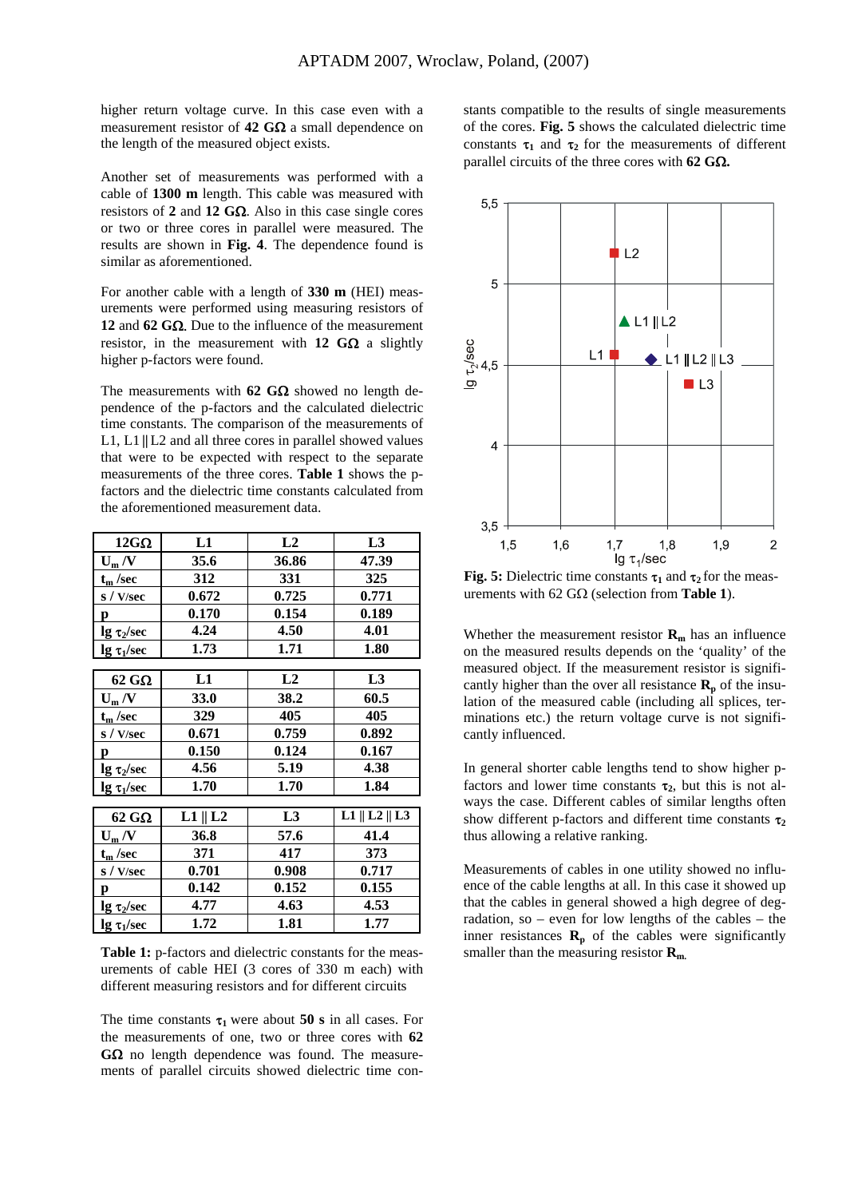higher return voltage curve. In this case even with a measurement resistor of **42 GΩ** a small dependence on the length of the measured object exists.

Another set of measurements was performed with a cable of **1300 m** length. This cable was measured with resistors of **2** and **12 GΩ**. Also in this case single cores or two or three cores in parallel were measured. The results are shown in **Fig. 4**. The dependence found is similar as aforementioned.

For another cable with a length of **330 m** (HEI) measurements were performed using measuring resistors of **12** and **62 GΩ**. Due to the influence of the measurement resistor, in the measurement with **12 GΩ** a slightly higher p-factors were found.

The measurements with **62 GΩ** showed no length dependence of the p-factors and the calculated dielectric time constants. The comparison of the measurements of L1, L1 || L2 and all three cores in parallel showed values that were to be expected with respect to the separate measurements of the three cores. **Table 1** shows the p-factors and the dielectric time constants calculated from the aforementioned measurement data.

| 12GΩ | L1 | L2 | L3 |
|---|---|---|---|
| $U_m$ /V | 35.6 | 36.86 | 47.39 |
| $t_m$ /sec | 312 | 331 | 325 |
| s / V/sec | 0.672 | 0.725 | 0.771 |
| p | 0.170 | 0.154 | 0.189 |
| lg $\tau_2$/sec | 4.24 | 4.50 | 4.01 |
| lg $\tau_1$/sec | 1.73 | 1.71 | 1.80 |

| 62 GΩ | L1 | L2 | L3 |
|---|---|---|---|
| $U_m$ /V | 33.0 | 38.2 | 60.5 |
| $t_m$ /sec | 329 | 405 | 405 |
| s / V/sec | 0.671 | 0.759 | 0.892 |
| p | 0.150 | 0.124 | 0.167 |
| lg $\tau_2$/sec | 4.56 | 5.19 | 4.38 |
| lg $\tau_1$/sec | 1.70 | 1.70 | 1.84 |

| 62 GΩ | L1 \|\| L2 | L3 | L1 \|\| L2 \|\| L3 |
|---|---|---|---|
| $U_m$ /V | 36.8 | 57.6 | 41.4 |
| $t_m$ /sec | 371 | 417 | 373 |
| s / V/sec | 0.701 | 0.908 | 0.717 |
| p | 0.142 | 0.152 | 0.155 |
| lg $\tau_2$/sec | 4.77 | 4.63 | 4.53 |
| lg $\tau_1$/sec | 1.72 | 1.81 | 1.77 |

**Table 1:** p-factors and dielectric constants for the measurements of cable HEI (3 cores of 330 m each) with different measuring resistors and for different circuits

The time constants $\tau_1$ were about **50 s** in all cases. For the measurements of one, two or three cores with **62 GΩ** no length dependence was found. The measurements of parallel circuits showed dielectric time constants compatible to the results of single measurements of the cores. **Fig. 5** shows the calculated dielectric time constants $\tau_1$ and $\tau_2$ for the measurements of different parallel circuits of the three cores with **62 GΩ.**

**Fig. 5:** Dielectric time constants $\tau_1$ and $\tau_2$ for the measurements with 62 GΩ (selection from **Table 1**).

Whether the measurement resistor $\mathbf{R_m}$ has an influence on the measured results depends on the 'quality' of the measured object. If the measurement resistor is significantly higher than the over all resistance $\mathbf{R_p}$ of the insulation of the measured cable (including all splices, terminations etc.) the return voltage curve is not significantly influenced.

In general shorter cable lengths tend to show higher p-factors and lower time constants $\tau_2$, but this is not always the case. Different cables of similar lengths often show different p-factors and different time constants $\tau_2$ thus allowing a relative ranking.

Measurements of cables in one utility showed no influence of the cable lengths at all. In this case it showed up that the cables in general showed a high degree of degradation, so – even for low lengths of the cables – the inner resistances $\mathbf{R_p}$ of the cables were significantly smaller than the measuring resistor $\mathbf{R_m}$.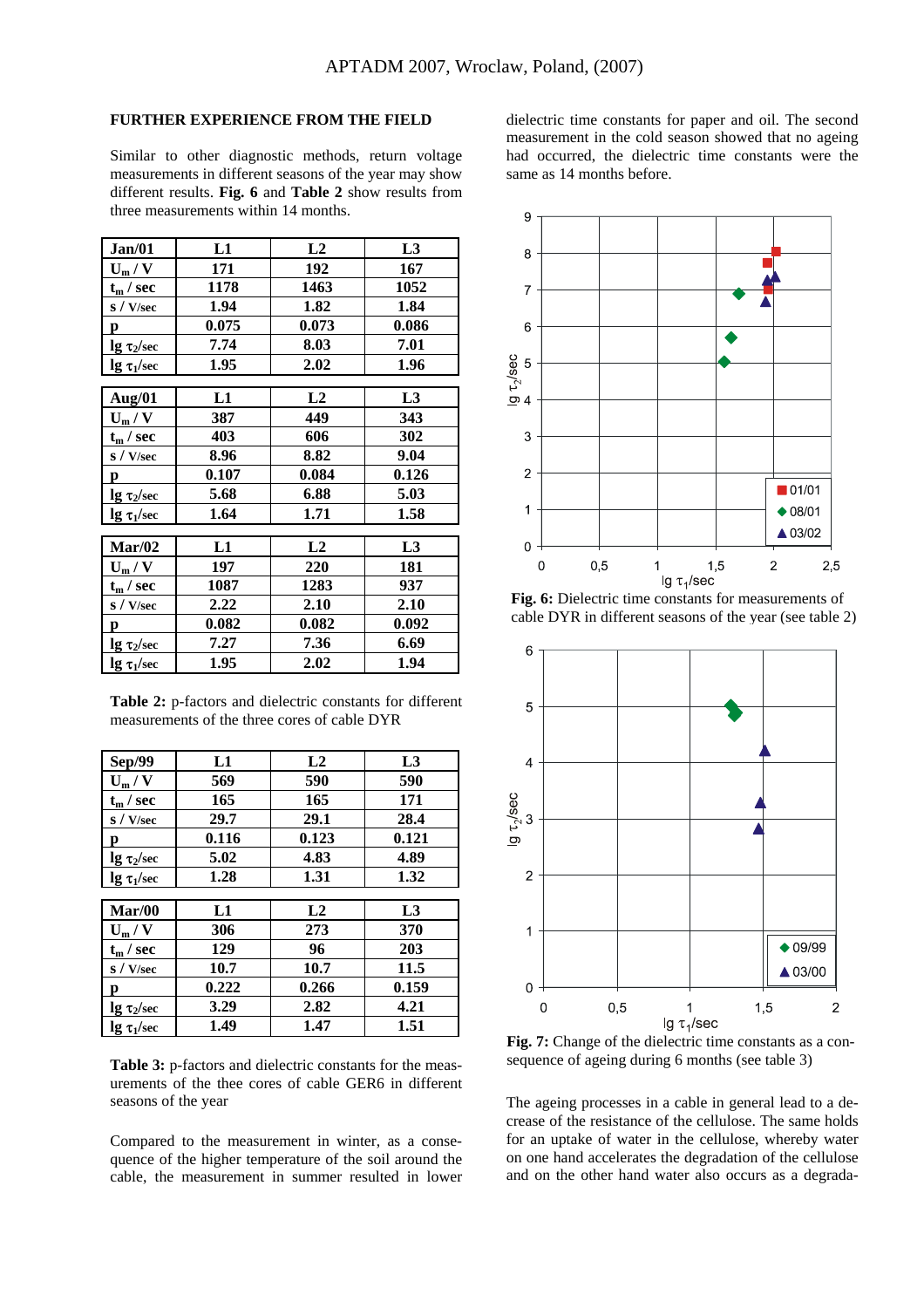### FURTHER EXPERIENCE FROM THE FIELD

Similar to other diagnostic methods, return voltage measurements in different seasons of the year may show different results. **Fig. 6** and **Table 2** show results from three measurements within 14 months.

| Jan/01 | L1 | L2 | L3 |
|---|---|---|---|
| $U_m$ / V | 171 | 192 | 167 |
| $t_m$ / sec | 1178 | 1463 | 1052 |
| s / V/sec | 1.94 | 1.82 | 1.84 |
| p | 0.075 | 0.073 | 0.086 |
| lg $\tau_2$/sec | 7.74 | 8.03 | 7.01 |
| lg $\tau_1$/sec | 1.95 | 2.02 | 1.96 |
| **Aug/01** | **L1** | **L2** | **L3** |
| $U_m$ / V | 387 | 449 | 343 |
| $t_m$ / sec | 403 | 606 | 302 |
| s / V/sec | 8.96 | 8.82 | 9.04 |
| p | 0.107 | 0.084 | 0.126 |
| lg $\tau_2$/sec | 5.68 | 6.88 | 5.03 |
| lg $\tau_1$/sec | 1.64 | 1.71 | 1.58 |
| **Mar/02** | **L1** | **L2** | **L3** |
| $U_m$ / V | 197 | 220 | 181 |
| $t_m$ / sec | 1087 | 1283 | 937 |
| s / V/sec | 2.22 | 2.10 | 2.10 |
| p | 0.082 | 0.082 | 0.092 |
| lg $\tau_2$/sec | 7.27 | 7.36 | 6.69 |
| lg $\tau_1$/sec | 1.95 | 2.02 | 1.94 |

**Table 2:** p-factors and dielectric constants for different measurements of the three cores of cable DYR

| Sep/99 | L1 | L2 | L3 |
|---|---|---|---|
| $U_m$ / V | 569 | 590 | 590 |
| $t_m$ / sec | 165 | 165 | 171 |
| s / V/sec | 29.7 | 29.1 | 28.4 |
| p | 0.116 | 0.123 | 0.121 |
| lg $\tau_2$/sec | 5.02 | 4.83 | 4.89 |
| lg $\tau_1$/sec | 1.28 | 1.31 | 1.32 |
| **Mar/00** | **L1** | **L2** | **L3** |
| $U_m$ / V | 306 | 273 | 370 |
| $t_m$ / sec | 129 | 96 | 203 |
| s / V/sec | 10.7 | 10.7 | 11.5 |
| p | 0.222 | 0.266 | 0.159 |
| lg $\tau_2$/sec | 3.29 | 2.82 | 4.21 |
| lg $\tau_1$/sec | 1.49 | 1.47 | 1.51 |

**Table 3:** p-factors and dielectric constants for the measurements of the thee cores of cable GER6 in different seasons of the year

Compared to the measurement in winter, as a consequence of the higher temperature of the soil around the cable, the measurement in summer resulted in lower dielectric time constants for paper and oil. The second measurement in the cold season showed that no ageing had occurred, the dielectric time constants were the same as 14 months before.

**Fig. 6:** Dielectric time constants for measurements of cable DYR in different seasons of the year (see table 2)

**Fig. 7:** Change of the dielectric time constants as a consequence of ageing during 6 months (see table 3)

The ageing processes in a cable in general lead to a decrease of the resistance of the cellulose. The same holds for an uptake of water in the cellulose, whereby water on one hand accelerates the degradation of the cellulose and on the other hand water also occurs as a degrada-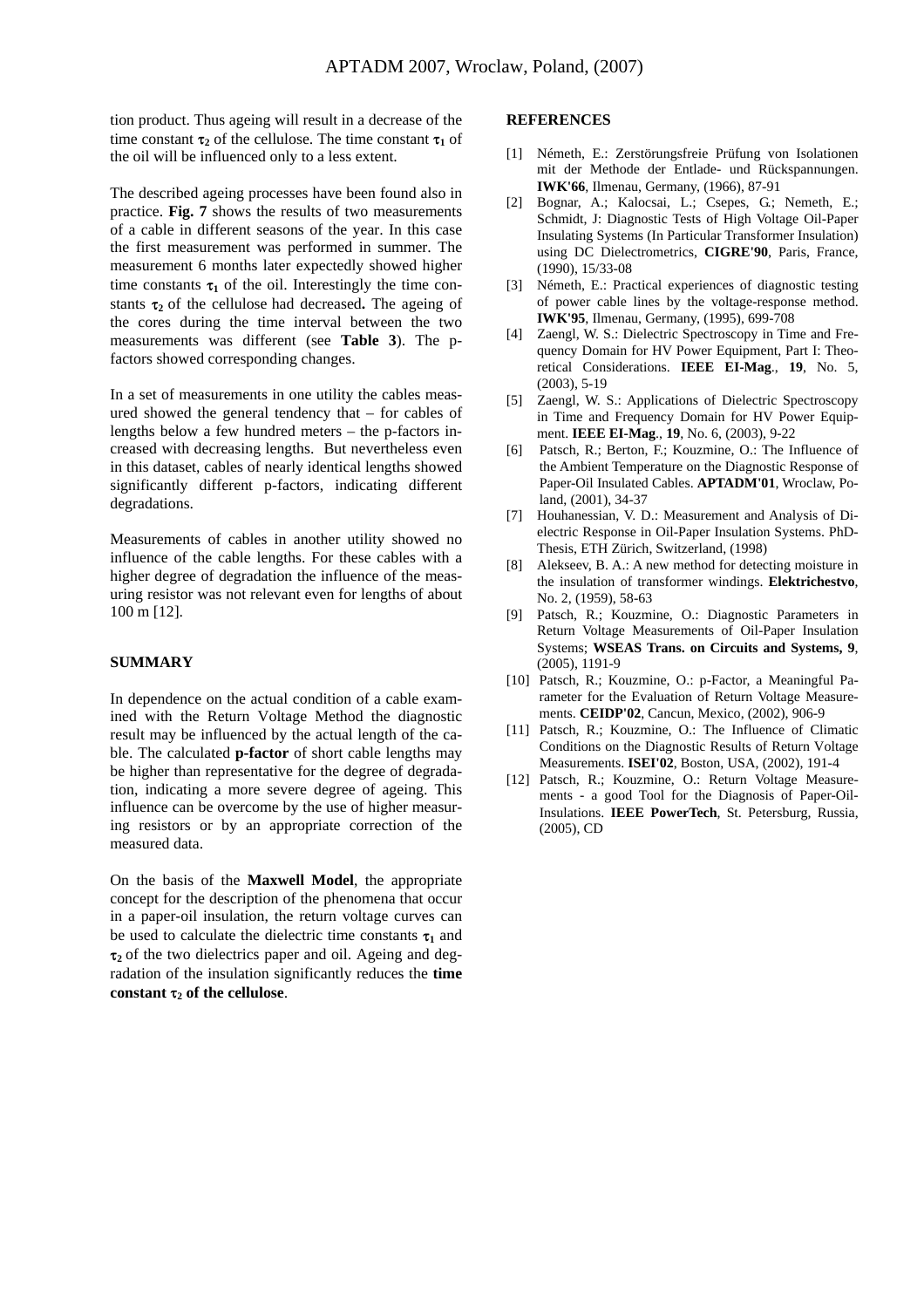tion product. Thus ageing will result in a decrease of the time constant $\tau_2$ of the cellulose. The time constant $\tau_1$ of the oil will be influenced only to a less extent.

The described ageing processes have been found also in practice. **Fig. 7** shows the results of two measurements of a cable in different seasons of the year. In this case the first measurement was performed in summer. The measurement 6 months later expectedly showed higher time constants $\tau_1$ of the oil. Interestingly the time constants $\tau_2$ of the cellulose had decreased**.** The ageing of the cores during the time interval between the two measurements was different (see **Table 3**). The p-factors showed corresponding changes.

In a set of measurements in one utility the cables measured showed the general tendency that – for cables of lengths below a few hundred meters – the p-factors increased with decreasing lengths. But nevertheless even in this dataset, cables of nearly identical lengths showed significantly different p-factors, indicating different degradations.

Measurements of cables in another utility showed no influence of the cable lengths. For these cables with a higher degree of degradation the influence of the measuring resistor was not relevant even for lengths of about 100 m [12].

## SUMMARY

In dependence on the actual condition of a cable examined with the Return Voltage Method the diagnostic result may be influenced by the actual length of the cable. The calculated **p-factor** of short cable lengths may be higher than representative for the degree of degradation, indicating a more severe degree of ageing. This influence can be overcome by the use of higher measuring resistors or by an appropriate correction of the measured data.

On the basis of the **Maxwell Model**, the appropriate concept for the description of the phenomena that occur in a paper-oil insulation, the return voltage curves can be used to calculate the dielectric time constants $\tau_1$ and $\tau_2$ of the two dielectrics paper and oil. Ageing and degradation of the insulation significantly reduces the **time constant $\tau_2$ of the cellulose**.

## REFERENCES

[1] Németh, E.: Zerstörungsfreie Prüfung von Isolationen mit der Methode der Entlade- und Rückspannungen. **IWK'66**, Ilmenau, Germany, (1966), 87-91

[2] Bognar, A.; Kalocsai, L.; Csepes, G.; Nemeth, E.; Schmidt, J: Diagnostic Tests of High Voltage Oil-Paper Insulating Systems (In Particular Transformer Insulation) using DC Dielectrometrics, **CIGRE'90**, Paris, France, (1990), 15/33-08

[3] Németh, E.: Practical experiences of diagnostic testing of power cable lines by the voltage-response method. **IWK'95**, Ilmenau, Germany, (1995), 699-708

[4] Zaengl, W. S.: Dielectric Spectroscopy in Time and Frequency Domain for HV Power Equipment, Part I: Theoretical Considerations. **IEEE EI-Mag**., **19**, No. 5, (2003), 5-19

[5] Zaengl, W. S.: Applications of Dielectric Spectroscopy in Time and Frequency Domain for HV Power Equipment. **IEEE EI-Mag**., **19**, No. 6, (2003), 9-22

[6] Patsch, R.; Berton, F.; Kouzmine, O.: The Influence of the Ambient Temperature on the Diagnostic Response of Paper-Oil Insulated Cables. **APTADM'01**, Wroclaw, Poland, (2001), 34-37

[7] Houhanessian, V. D.: Measurement and Analysis of Dielectric Response in Oil-Paper Insulation Systems. PhD-Thesis, ETH Zürich, Switzerland, (1998)

[8] Alekseev, B. A.: A new method for detecting moisture in the insulation of transformer windings. **Elektrichestvo**, No. 2, (1959), 58-63

[9] Patsch, R.; Kouzmine, O.: Diagnostic Parameters in Return Voltage Measurements of Oil-Paper Insulation Systems; **WSEAS Trans. on Circuits and Systems, 9**, (2005), 1191-9

[10] Patsch, R.; Kouzmine, O.: p-Factor, a Meaningful Parameter for the Evaluation of Return Voltage Measurements. **CEIDP'02**, Cancun, Mexico, (2002), 906-9

[11] Patsch, R.; Kouzmine, O.: The Influence of Climatic Conditions on the Diagnostic Results of Return Voltage Measurements. **ISEI'02**, Boston, USA, (2002), 191-4

[12] Patsch, R.; Kouzmine, O.: Return Voltage Measurements - a good Tool for the Diagnosis of Paper-Oil-Insulations. **IEEE PowerTech**, St. Petersburg, Russia, (2005), CD